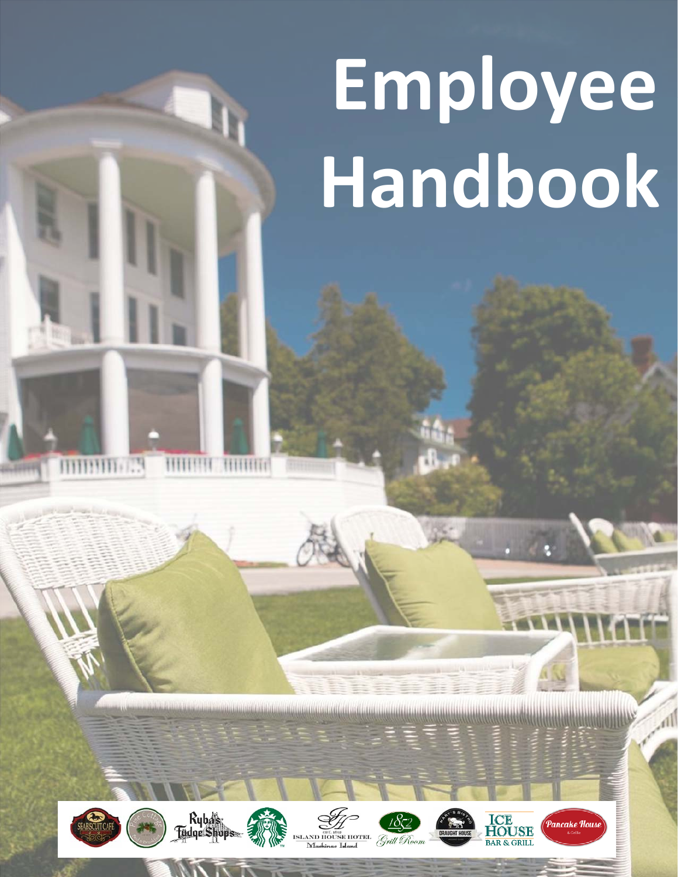# Employee Handbook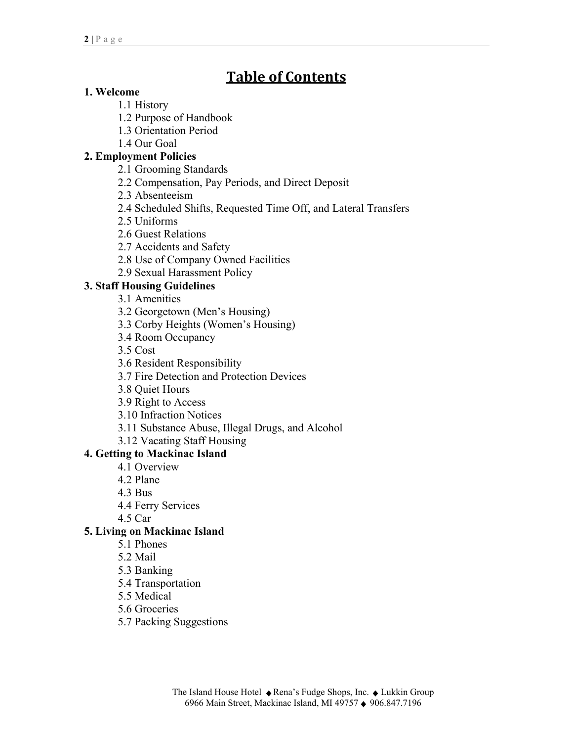# Table of Contents

**1. Welcome**

- 1.1 History
- 1.2 Purpose of Handbook
- 1.3 Orientation Period
- 1.4 Our Goal

**2. Employment Policies**

- 2.1 Grooming Standards
- 2.2 Compensation, Pay Periods, and Direct Deposit
- 2.3 Absenteeism
- 2.4 Scheduled Shifts, Requested Time Off, and Lateral Transfers
- 2.5 Uniforms
- 2.6 Guest Relations
- 2.7 Accidents and Safety
- 2.8 Use of Company Owned Facilities
- 2.9 Sexual Harassment Policy

**3. Staff Housing Guidelines**

- 3.1 Amenities
- 3.2 Georgetown (Men's Housing)
- 3.3 Corby Heights (Women's Housing)
- 3.4 Room Occupancy
- 3.5 Cost
- 3.6 Resident Responsibility
- 3.7 Fire Detection and Protection Devices
- 3.8 Quiet Hours
- 3.9 Right to Access
- 3.10 Infraction Notices
- 3.11 Substance Abuse, Illegal Drugs, and Alcohol
- 3.12 Vacating Staff Housing

**4. Getting to Mackinac Island**

- 4.1 Overview
- 4.2 Plane
- 4.3 Bus
- 4.4 Ferry Services
- 4.5 Car

**5. Living on Mackinac Island**

- 5.1 Phones
- 5.2 Mail
- 5.3 Banking
- 5.4 Transportation
- 5.5 Medical
- 5.6 Groceries
- 5.7 Packing Suggestions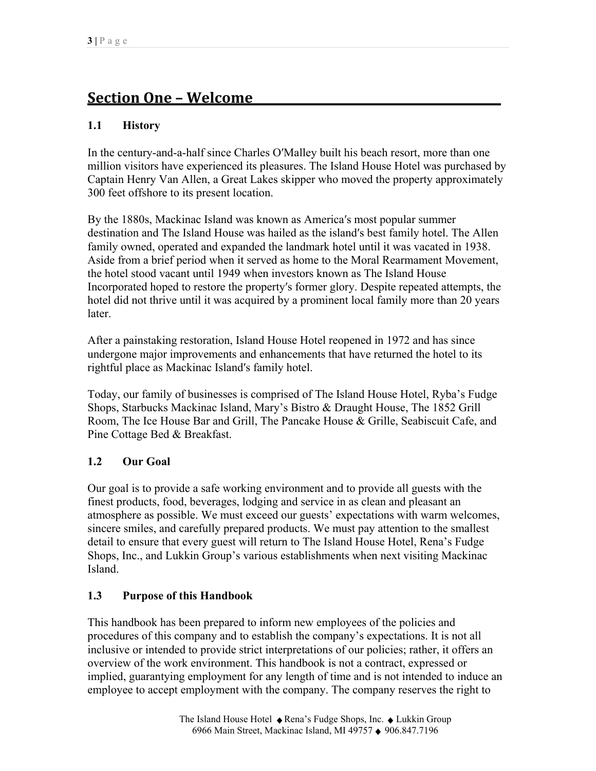## Section One – Welcome

### 1.1 History

In the century-and-a-half since Charles O′Malley built his beach resort, more than one million visitors have experienced its pleasures. The Island House Hotel was purchased by Captain Henry Van Allen, a Great Lakes skipper who moved the property approximately 300 feet offshore to its present location.

By the 1880s, Mackinac Island was known as America′s most popular summer destination and The Island House was hailed as the island′s best family hotel. The Allen family owned, operated and expanded the landmark hotel until it was vacated in 1938. Aside from a brief period when it served as home to the Moral Rearmament Movement, the hotel stood vacant until 1949 when investors known as The Island House Incorporated hoped to restore the property′s former glory. Despite repeated attempts, the hotel did not thrive until it was acquired by a prominent local family more than 20 years later.

After a painstaking restoration, Island House Hotel reopened in 1972 and has since undergone major improvements and enhancements that have returned the hotel to its rightful place as Mackinac Island′s family hotel.

Today, our family of businesses is comprised of The Island House Hotel, Ryba's Fudge Shops, Starbucks Mackinac Island, Mary's Bistro & Draught House, The 1852 Grill Room, The Ice House Bar and Grill, The Pancake House & Grille, Seabiscuit Cafe, and Pine Cottage Bed & Breakfast.

### 1.2 Our Goal

Our goal is to provide a safe working environment and to provide all guests with the finest products, food, beverages, lodging and service in as clean and pleasant an atmosphere as possible. We must exceed our guests' expectations with warm welcomes, sincere smiles, and carefully prepared products. We must pay attention to the smallest detail to ensure that every guest will return to The Island House Hotel, Rena's Fudge Shops, Inc., and Lukkin Group's various establishments when next visiting Mackinac Island.

### 1.3 Purpose of this Handbook

This handbook has been prepared to inform new employees of the policies and procedures of this company and to establish the company's expectations. It is not all inclusive or intended to provide strict interpretations of our policies; rather, it offers an overview of the work environment. This handbook is not a contract, expressed or implied, guarantying employment for any length of time and is not intended to induce an employee to accept employment with the company. The company reserves the right to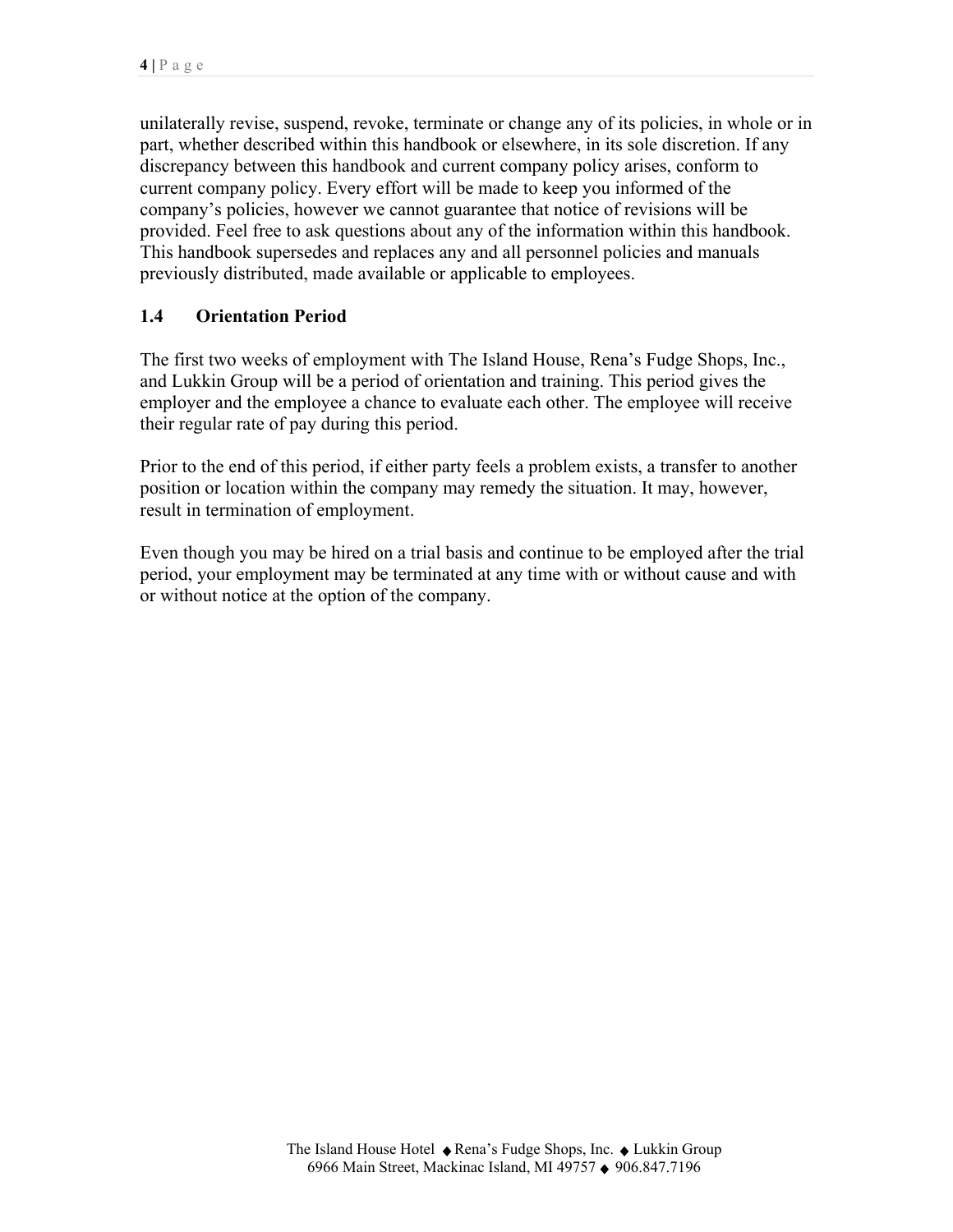unilaterally revise, suspend, revoke, terminate or change any of its policies, in whole or in part, whether described within this handbook or elsewhere, in its sole discretion. If any discrepancy between this handbook and current company policy arises, conform to current company policy. Every effort will be made to keep you informed of the company's policies, however we cannot guarantee that notice of revisions will be provided. Feel free to ask questions about any of the information within this handbook. This handbook supersedes and replaces any and all personnel policies and manuals previously distributed, made available or applicable to employees.

### 1.4 Orientation Period

The first two weeks of employment with The Island House, Rena's Fudge Shops, Inc., and Lukkin Group will be a period of orientation and training. This period gives the employer and the employee a chance to evaluate each other. The employee will receive their regular rate of pay during this period.

Prior to the end of this period, if either party feels a problem exists, a transfer to another position or location within the company may remedy the situation. It may, however, result in termination of employment.

Even though you may be hired on a trial basis and continue to be employed after the trial period, your employment may be terminated at any time with or without cause and with or without notice at the option of the company.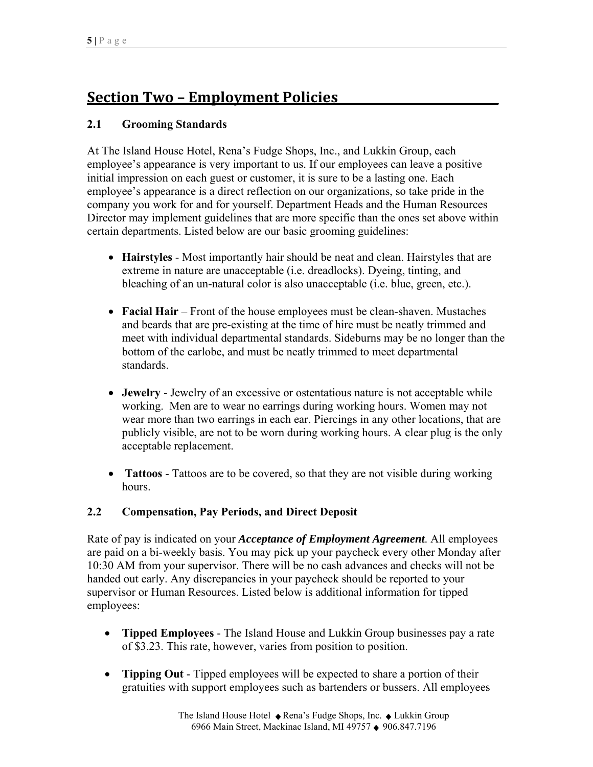## Section Two – Employment Policies

### 2.1 Grooming Standards

At The Island House Hotel, Rena's Fudge Shops, Inc., and Lukkin Group, each employee's appearance is very important to us. If our employees can leave a positive initial impression on each guest or customer, it is sure to be a lasting one. Each employee's appearance is a direct reflection on our organizations, so take pride in the company you work for and for yourself. Department Heads and the Human Resources Director may implement guidelines that are more specific than the ones set above within certain departments. Listed below are our basic grooming guidelines:

- **Hairstyles** - Most importantly hair should be neat and clean. Hairstyles that are extreme in nature are unacceptable (i.e. dreadlocks). Dyeing, tinting, and bleaching of an un-natural color is also unacceptable (i.e. blue, green, etc.).

- **Facial Hair** – Front of the house employees must be clean-shaven. Mustaches and beards that are pre-existing at the time of hire must be neatly trimmed and meet with individual departmental standards. Sideburns may be no longer than the bottom of the earlobe, and must be neatly trimmed to meet departmental standards.

- **Jewelry** - Jewelry of an excessive or ostentatious nature is not acceptable while working. Men are to wear no earrings during working hours. Women may not wear more than two earrings in each ear. Piercings in any other locations, that are publicly visible, are not to be worn during working hours. A clear plug is the only acceptable replacement.

- **Tattoos** - Tattoos are to be covered, so that they are not visible during working hours.

### 2.2 Compensation, Pay Periods, and Direct Deposit

Rate of pay is indicated on your ***Acceptance of Employment Agreement***. All employees are paid on a bi-weekly basis. You may pick up your paycheck every other Monday after 10:30 AM from your supervisor. There will be no cash advances and checks will not be handed out early. Any discrepancies in your paycheck should be reported to your supervisor or Human Resources. Listed below is additional information for tipped employees:

- **Tipped Employees** - The Island House and Lukkin Group businesses pay a rate of $3.23. This rate, however, varies from position to position.

- **Tipping Out** - Tipped employees will be expected to share a portion of their gratuities with support employees such as bartenders or bussers. All employees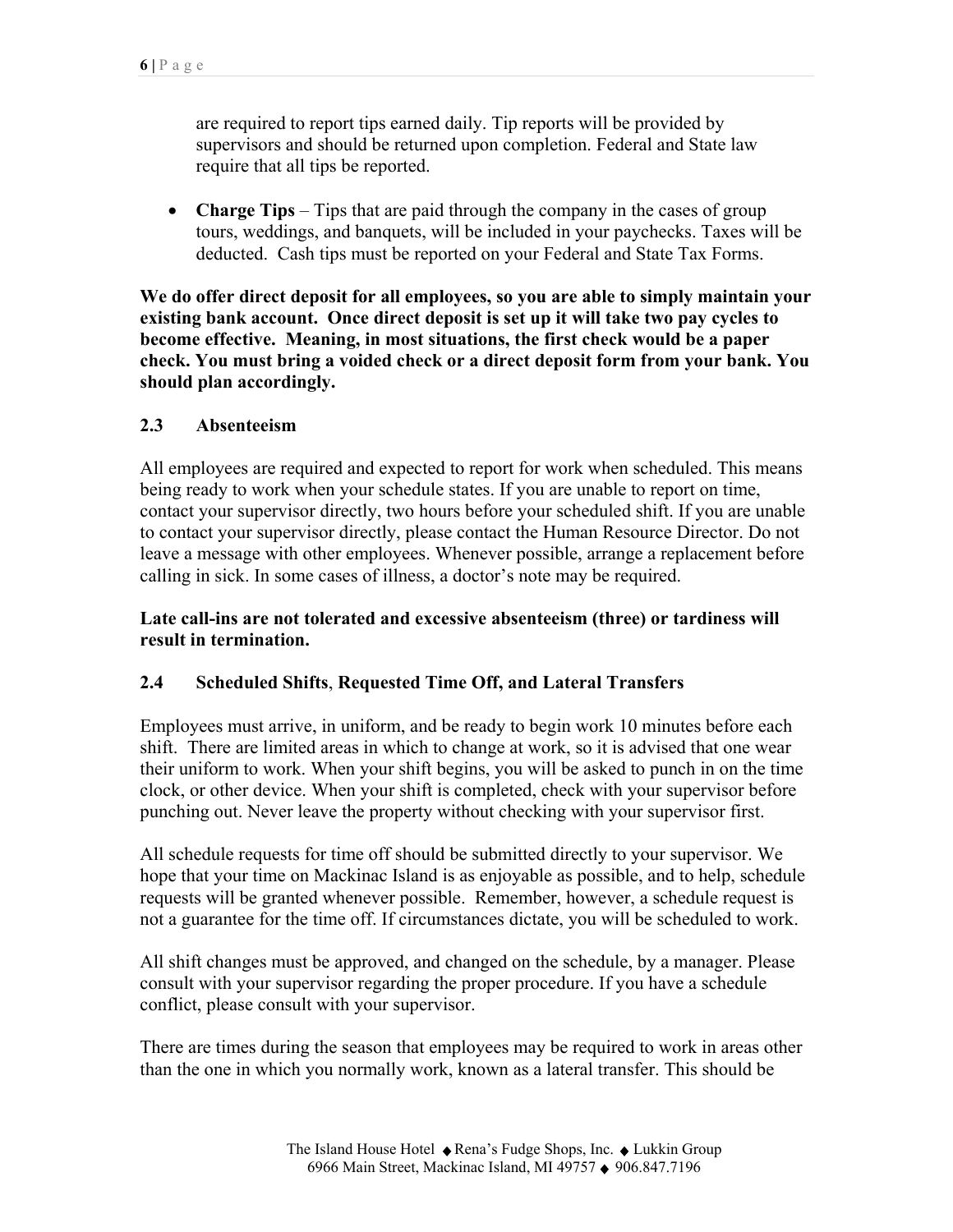are required to report tips earned daily. Tip reports will be provided by supervisors and should be returned upon completion. Federal and State law require that all tips be reported.

- **Charge Tips** – Tips that are paid through the company in the cases of group tours, weddings, and banquets, will be included in your paychecks. Taxes will be deducted. Cash tips must be reported on your Federal and State Tax Forms.

**We do offer direct deposit for all employees, so you are able to simply maintain your existing bank account. Once direct deposit is set up it will take two pay cycles to become effective. Meaning, in most situations, the first check would be a paper check. You must bring a voided check or a direct deposit form from your bank. You should plan accordingly.**

### 2.3 Absenteeism

All employees are required and expected to report for work when scheduled. This means being ready to work when your schedule states. If you are unable to report on time, contact your supervisor directly, two hours before your scheduled shift. If you are unable to contact your supervisor directly, please contact the Human Resource Director. Do not leave a message with other employees. Whenever possible, arrange a replacement before calling in sick. In some cases of illness, a doctor's note may be required.

**Late call-ins are not tolerated and excessive absenteeism (three) or tardiness will result in termination.**

### 2.4 Scheduled Shifts, Requested Time Off, and Lateral Transfers

Employees must arrive, in uniform, and be ready to begin work 10 minutes before each shift. There are limited areas in which to change at work, so it is advised that one wear their uniform to work. When your shift begins, you will be asked to punch in on the time clock, or other device. When your shift is completed, check with your supervisor before punching out. Never leave the property without checking with your supervisor first.

All schedule requests for time off should be submitted directly to your supervisor. We hope that your time on Mackinac Island is as enjoyable as possible, and to help, schedule requests will be granted whenever possible. Remember, however, a schedule request is not a guarantee for the time off. If circumstances dictate, you will be scheduled to work.

All shift changes must be approved, and changed on the schedule, by a manager. Please consult with your supervisor regarding the proper procedure. If you have a schedule conflict, please consult with your supervisor.

There are times during the season that employees may be required to work in areas other than the one in which you normally work, known as a lateral transfer. This should be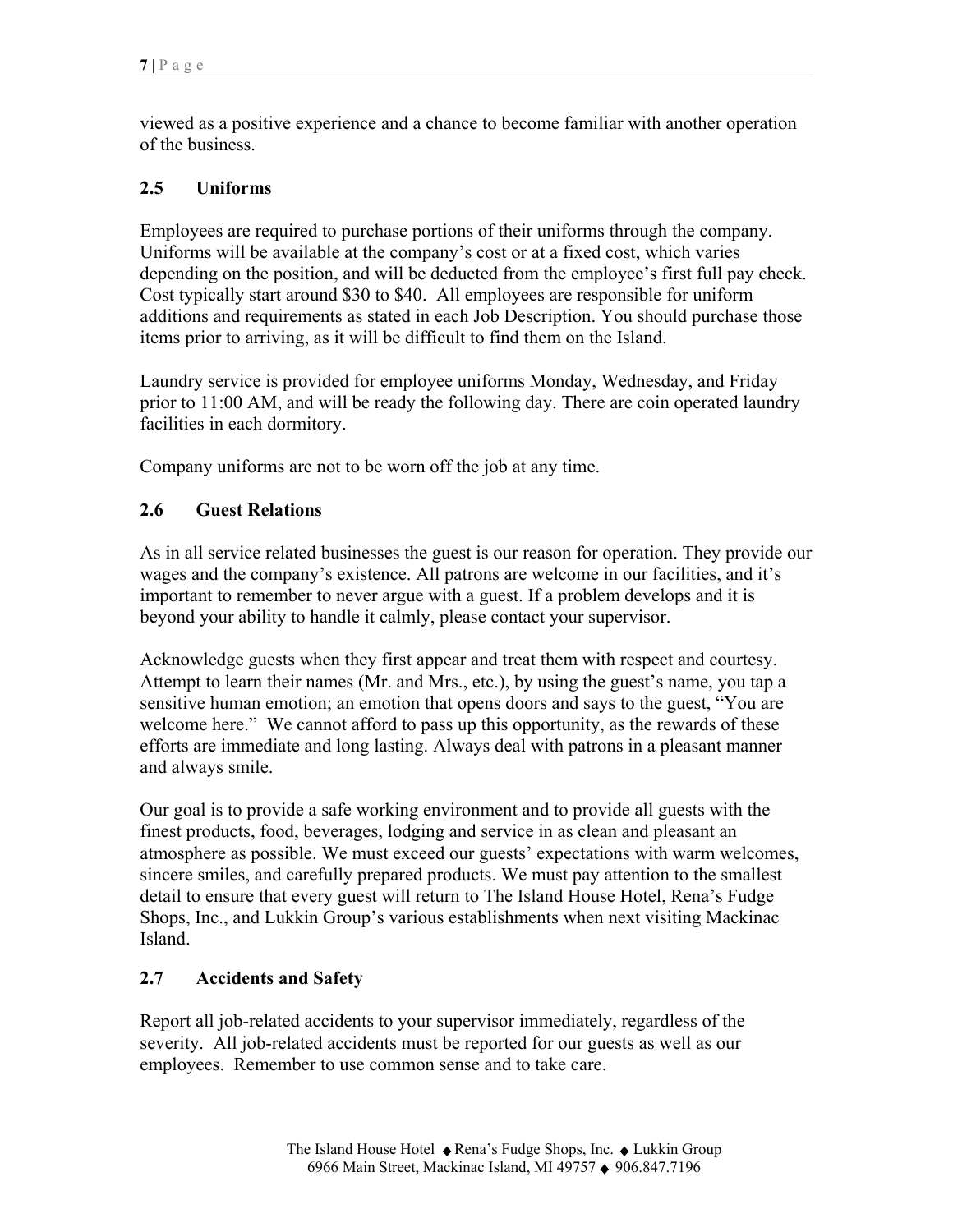viewed as a positive experience and a chance to become familiar with another operation of the business.

## 2.5 Uniforms

Employees are required to purchase portions of their uniforms through the company. Uniforms will be available at the company's cost or at a fixed cost, which varies depending on the position, and will be deducted from the employee's first full pay check. Cost typically start around $30 to $40. All employees are responsible for uniform additions and requirements as stated in each Job Description. You should purchase those items prior to arriving, as it will be difficult to find them on the Island.

Laundry service is provided for employee uniforms Monday, Wednesday, and Friday prior to 11:00 AM, and will be ready the following day. There are coin operated laundry facilities in each dormitory.

Company uniforms are not to be worn off the job at any time.

## 2.6 Guest Relations

As in all service related businesses the guest is our reason for operation. They provide our wages and the company's existence. All patrons are welcome in our facilities, and it's important to remember to never argue with a guest. If a problem develops and it is beyond your ability to handle it calmly, please contact your supervisor.

Acknowledge guests when they first appear and treat them with respect and courtesy. Attempt to learn their names (Mr. and Mrs., etc.), by using the guest's name, you tap a sensitive human emotion; an emotion that opens doors and says to the guest, "You are welcome here." We cannot afford to pass up this opportunity, as the rewards of these efforts are immediate and long lasting. Always deal with patrons in a pleasant manner and always smile.

Our goal is to provide a safe working environment and to provide all guests with the finest products, food, beverages, lodging and service in as clean and pleasant an atmosphere as possible. We must exceed our guests' expectations with warm welcomes, sincere smiles, and carefully prepared products. We must pay attention to the smallest detail to ensure that every guest will return to The Island House Hotel, Rena's Fudge Shops, Inc., and Lukkin Group's various establishments when next visiting Mackinac Island.

## 2.7 Accidents and Safety

Report all job-related accidents to your supervisor immediately, regardless of the severity. All job-related accidents must be reported for our guests as well as our employees. Remember to use common sense and to take care.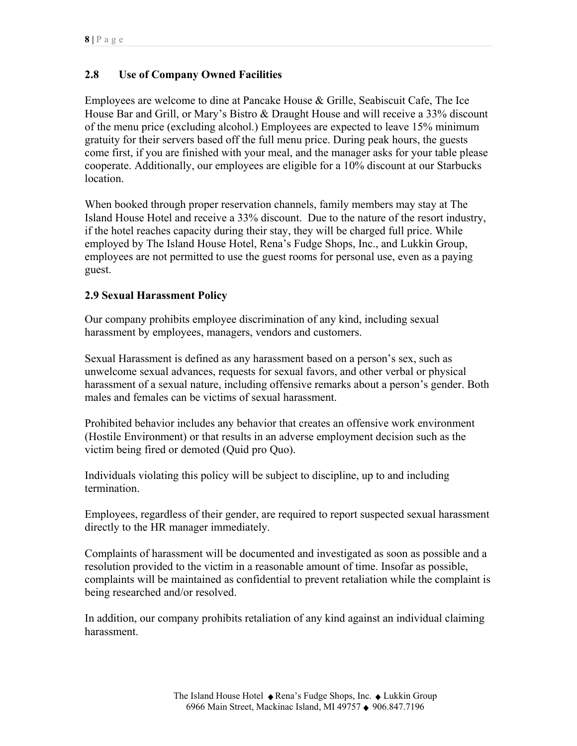## 2.8 Use of Company Owned Facilities

Employees are welcome to dine at Pancake House & Grille, Seabiscuit Cafe, The Ice House Bar and Grill, or Mary's Bistro & Draught House and will receive a 33% discount of the menu price (excluding alcohol.) Employees are expected to leave 15% minimum gratuity for their servers based off the full menu price. During peak hours, the guests come first, if you are finished with your meal, and the manager asks for your table please cooperate. Additionally, our employees are eligible for a 10% discount at our Starbucks location.

When booked through proper reservation channels, family members may stay at The Island House Hotel and receive a 33% discount. Due to the nature of the resort industry, if the hotel reaches capacity during their stay, they will be charged full price. While employed by The Island House Hotel, Rena's Fudge Shops, Inc., and Lukkin Group, employees are not permitted to use the guest rooms for personal use, even as a paying guest.

## 2.9 Sexual Harassment Policy

Our company prohibits employee discrimination of any kind, including sexual harassment by employees, managers, vendors and customers.

Sexual Harassment is defined as any harassment based on a person's sex, such as unwelcome sexual advances, requests for sexual favors, and other verbal or physical harassment of a sexual nature, including offensive remarks about a person's gender. Both males and females can be victims of sexual harassment.

Prohibited behavior includes any behavior that creates an offensive work environment (Hostile Environment) or that results in an adverse employment decision such as the victim being fired or demoted (Quid pro Quo).

Individuals violating this policy will be subject to discipline, up to and including termination.

Employees, regardless of their gender, are required to report suspected sexual harassment directly to the HR manager immediately.

Complaints of harassment will be documented and investigated as soon as possible and a resolution provided to the victim in a reasonable amount of time. Insofar as possible, complaints will be maintained as confidential to prevent retaliation while the complaint is being researched and/or resolved.

In addition, our company prohibits retaliation of any kind against an individual claiming harassment.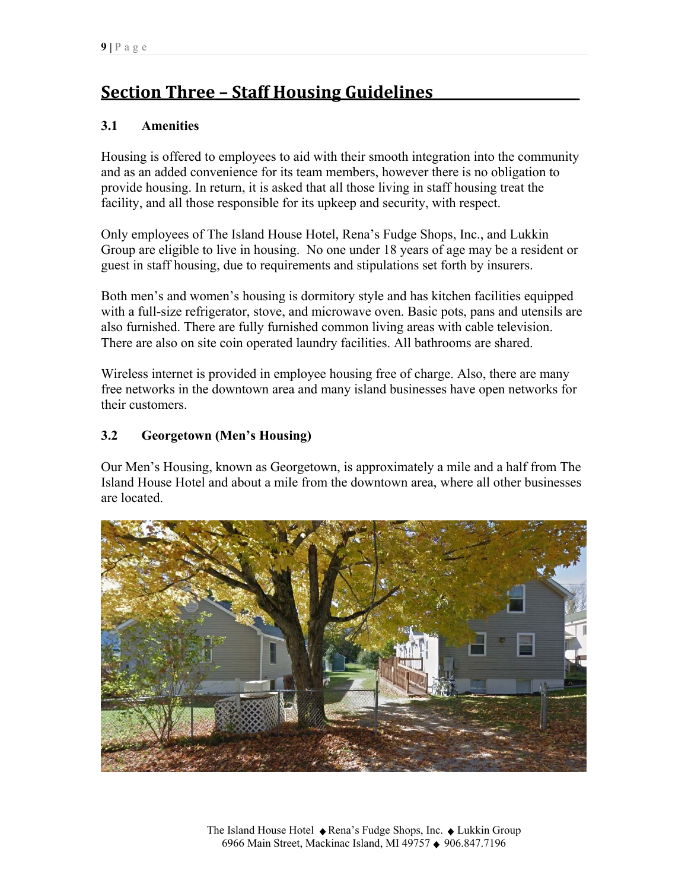## Section Three – Staff Housing Guidelines

### 3.1 Amenities

Housing is offered to employees to aid with their smooth integration into the community and as an added convenience for its team members, however there is no obligation to provide housing. In return, it is asked that all those living in staff housing treat the facility, and all those responsible for its upkeep and security, with respect.

Only employees of The Island House Hotel, Rena's Fudge Shops, Inc., and Lukkin Group are eligible to live in housing. No one under 18 years of age may be a resident or guest in staff housing, due to requirements and stipulations set forth by insurers.

Both men's and women's housing is dormitory style and has kitchen facilities equipped with a full-size refrigerator, stove, and microwave oven. Basic pots, pans and utensils are also furnished. There are fully furnished common living areas with cable television. There are also on site coin operated laundry facilities. All bathrooms are shared.

Wireless internet is provided in employee housing free of charge. Also, there are many free networks in the downtown area and many island businesses have open networks for their customers.

### 3.2 Georgetown (Men's Housing)

Our Men's Housing, known as Georgetown, is approximately a mile and a half from The Island House Hotel and about a mile from the downtown area, where all other businesses are located.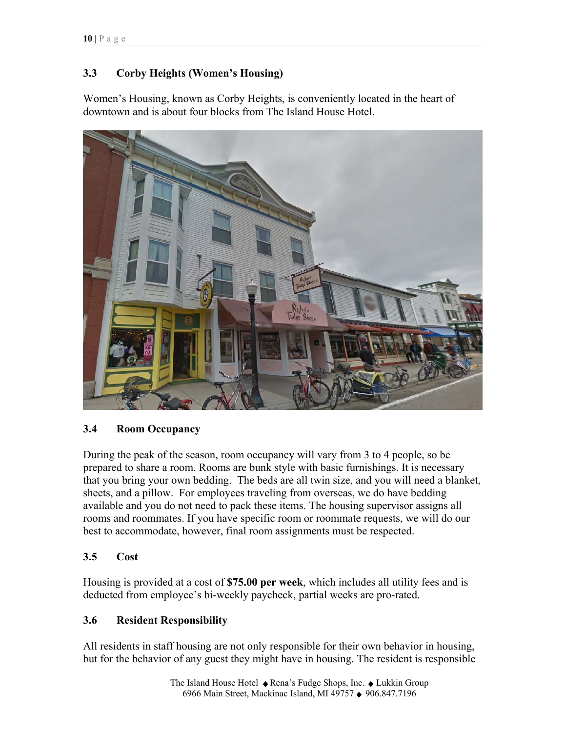### 3.3 Corby Heights (Women's Housing)

Women's Housing, known as Corby Heights, is conveniently located in the heart of downtown and is about four blocks from The Island House Hotel.

### 3.4 Room Occupancy

During the peak of the season, room occupancy will vary from 3 to 4 people, so be prepared to share a room. Rooms are bunk style with basic furnishings. It is necessary that you bring your own bedding. The beds are all twin size, and you will need a blanket, sheets, and a pillow. For employees traveling from overseas, we do have bedding available and you do not need to pack these items. The housing supervisor assigns all rooms and roommates. If you have specific room or roommate requests, we will do our best to accommodate, however, final room assignments must be respected.

### 3.5 Cost

Housing is provided at a cost of **$75.00 per week**, which includes all utility fees and is deducted from employee's bi-weekly paycheck, partial weeks are pro-rated.

### 3.6 Resident Responsibility

All residents in staff housing are not only responsible for their own behavior in housing, but for the behavior of any guest they might have in housing. The resident is responsible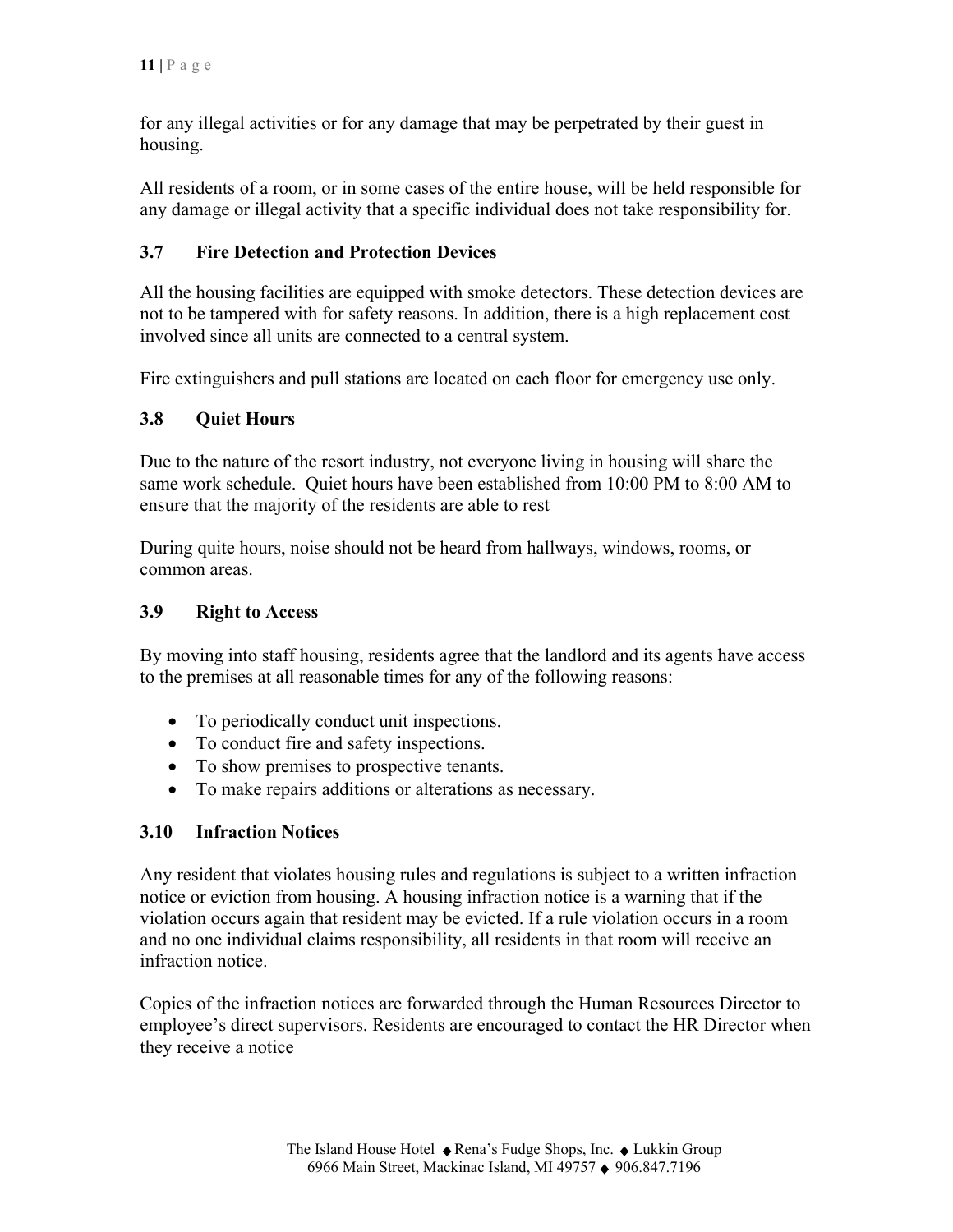for any illegal activities or for any damage that may be perpetrated by their guest in housing.

All residents of a room, or in some cases of the entire house, will be held responsible for any damage or illegal activity that a specific individual does not take responsibility for.

### 3.7 Fire Detection and Protection Devices

All the housing facilities are equipped with smoke detectors. These detection devices are not to be tampered with for safety reasons. In addition, there is a high replacement cost involved since all units are connected to a central system.

Fire extinguishers and pull stations are located on each floor for emergency use only.

### 3.8 Quiet Hours

Due to the nature of the resort industry, not everyone living in housing will share the same work schedule. Quiet hours have been established from 10:00 PM to 8:00 AM to ensure that the majority of the residents are able to rest

During quite hours, noise should not be heard from hallways, windows, rooms, or common areas.

### 3.9 Right to Access

By moving into staff housing, residents agree that the landlord and its agents have access to the premises at all reasonable times for any of the following reasons:

- To periodically conduct unit inspections.
- To conduct fire and safety inspections.
- To show premises to prospective tenants.
- To make repairs additions or alterations as necessary.

### 3.10 Infraction Notices

Any resident that violates housing rules and regulations is subject to a written infraction notice or eviction from housing. A housing infraction notice is a warning that if the violation occurs again that resident may be evicted. If a rule violation occurs in a room and no one individual claims responsibility, all residents in that room will receive an infraction notice.

Copies of the infraction notices are forwarded through the Human Resources Director to employee's direct supervisors. Residents are encouraged to contact the HR Director when they receive a notice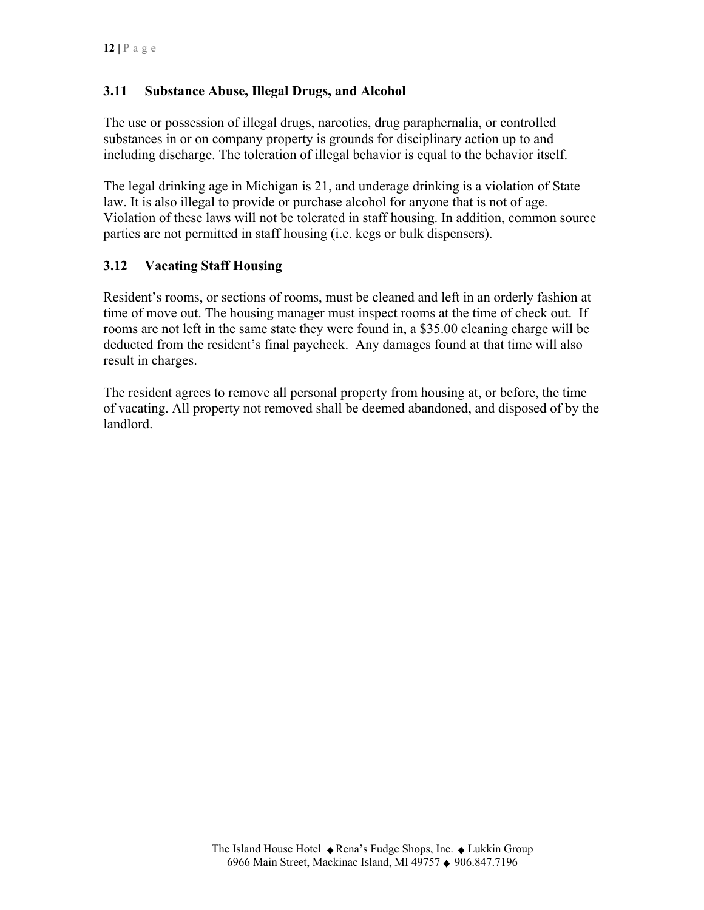### 3.11 Substance Abuse, Illegal Drugs, and Alcohol

The use or possession of illegal drugs, narcotics, drug paraphernalia, or controlled substances in or on company property is grounds for disciplinary action up to and including discharge. The toleration of illegal behavior is equal to the behavior itself.

The legal drinking age in Michigan is 21, and underage drinking is a violation of State law. It is also illegal to provide or purchase alcohol for anyone that is not of age. Violation of these laws will not be tolerated in staff housing. In addition, common source parties are not permitted in staff housing (i.e. kegs or bulk dispensers).

### 3.12 Vacating Staff Housing

Resident's rooms, or sections of rooms, must be cleaned and left in an orderly fashion at time of move out. The housing manager must inspect rooms at the time of check out. If rooms are not left in the same state they were found in, a $35.00 cleaning charge will be deducted from the resident's final paycheck. Any damages found at that time will also result in charges.

The resident agrees to remove all personal property from housing at, or before, the time of vacating. All property not removed shall be deemed abandoned, and disposed of by the landlord.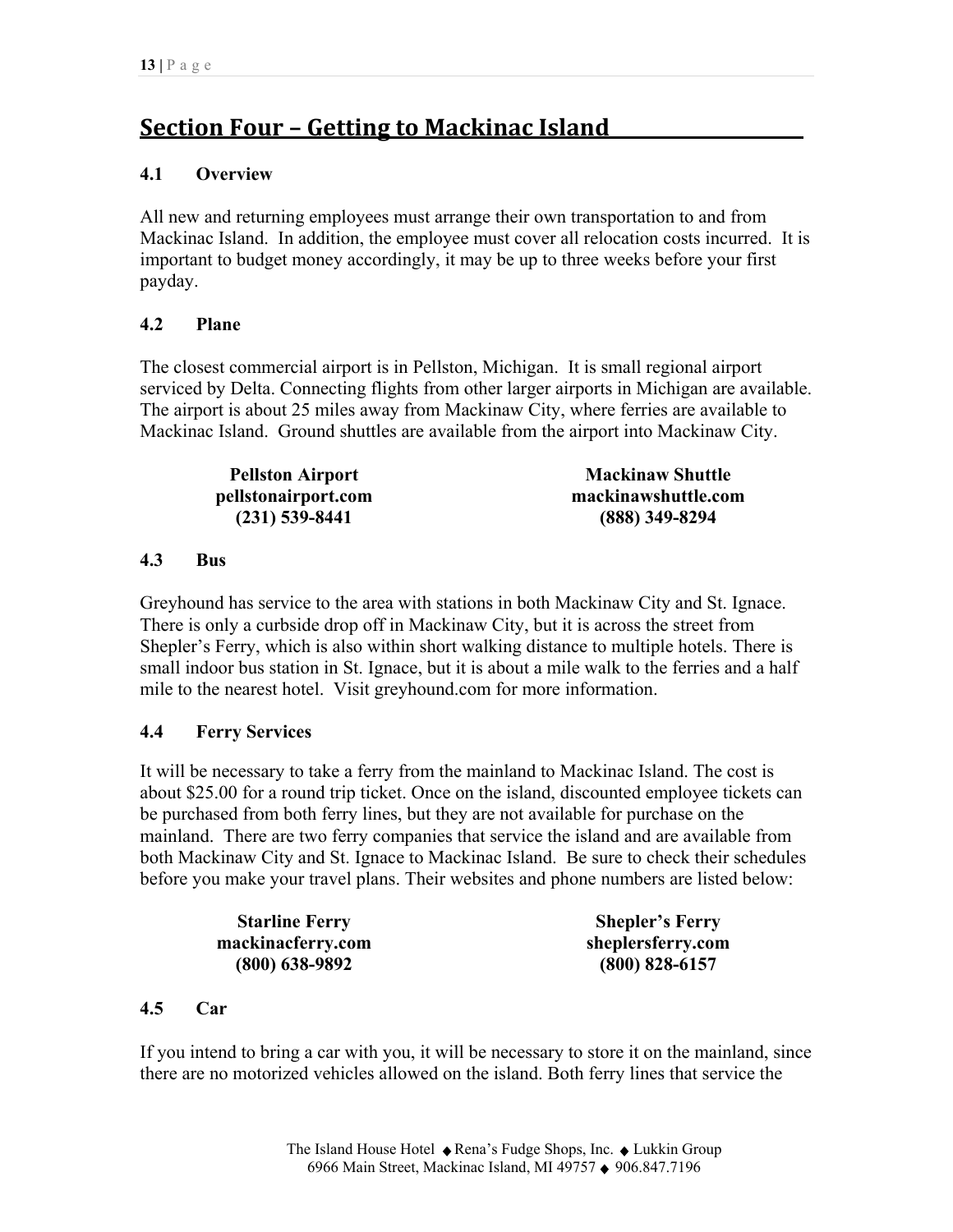## Section Four – Getting to Mackinac Island

### 4.1 Overview

All new and returning employees must arrange their own transportation to and from Mackinac Island. In addition, the employee must cover all relocation costs incurred. It is important to budget money accordingly, it may be up to three weeks before your first payday.

### 4.2 Plane

The closest commercial airport is in Pellston, Michigan. It is small regional airport serviced by Delta. Connecting flights from other larger airports in Michigan are available. The airport is about 25 miles away from Mackinaw City, where ferries are available to Mackinac Island. Ground shuttles are available from the airport into Mackinaw City.

**Pellston Airport**
**pellstonairport.com**
**(231) 539-8441**

**Mackinaw Shuttle**
**mackinawshuttle.com**
**(888) 349-8294**

### 4.3 Bus

Greyhound has service to the area with stations in both Mackinaw City and St. Ignace. There is only a curbside drop off in Mackinaw City, but it is across the street from Shepler's Ferry, which is also within short walking distance to multiple hotels. There is small indoor bus station in St. Ignace, but it is about a mile walk to the ferries and a half mile to the nearest hotel. Visit greyhound.com for more information.

### 4.4 Ferry Services

It will be necessary to take a ferry from the mainland to Mackinac Island. The cost is about $25.00 for a round trip ticket. Once on the island, discounted employee tickets can be purchased from both ferry lines, but they are not available for purchase on the mainland. There are two ferry companies that service the island and are available from both Mackinaw City and St. Ignace to Mackinac Island. Be sure to check their schedules before you make your travel plans. Their websites and phone numbers are listed below:

**Starline Ferry**
**mackinacferry.com**
**(800) 638-9892**

**Shepler's Ferry**
**sheplersferry.com**
**(800) 828-6157**

### 4.5 Car

If you intend to bring a car with you, it will be necessary to store it on the mainland, since there are no motorized vehicles allowed on the island. Both ferry lines that service the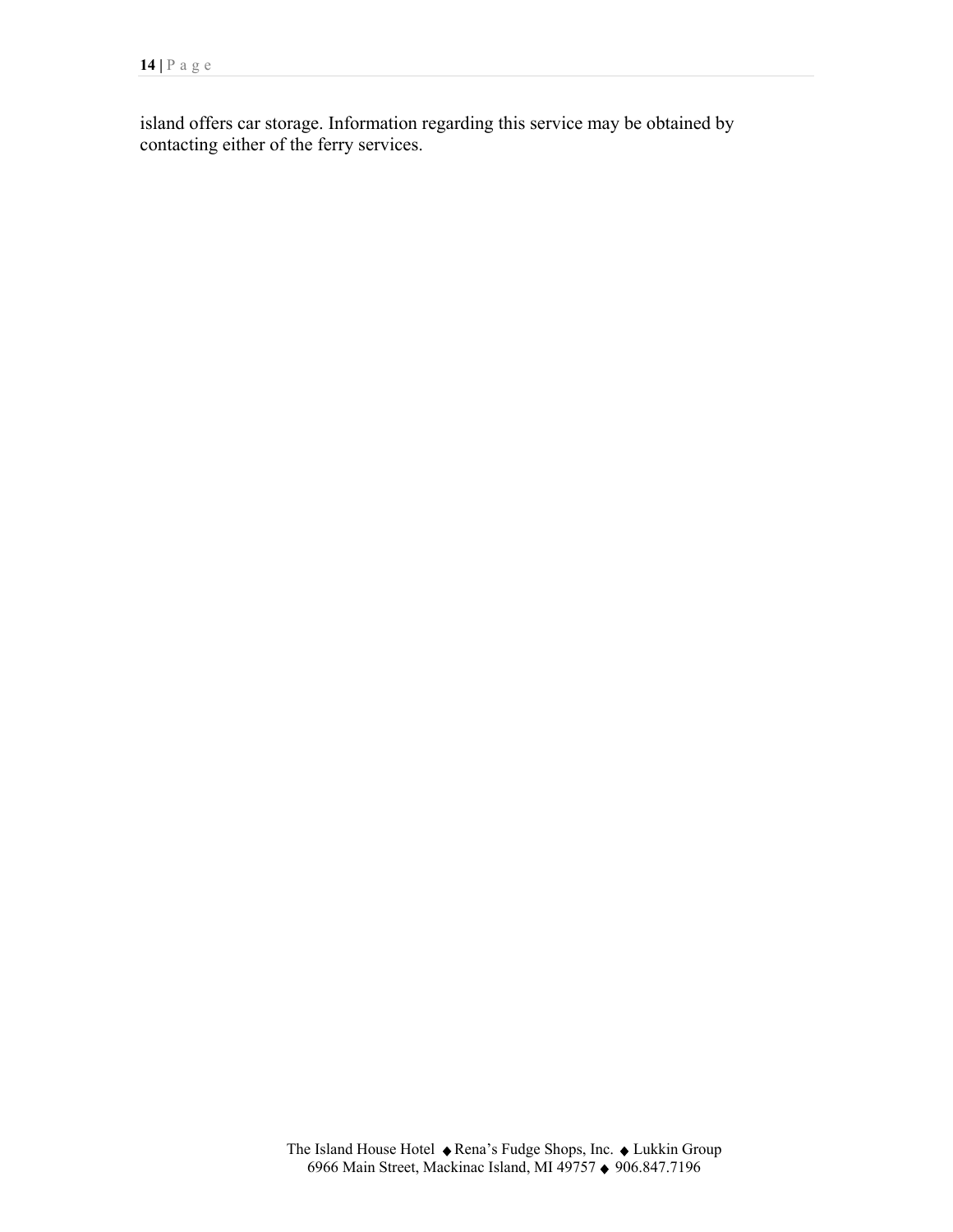island offers car storage. Information regarding this service may be obtained by contacting either of the ferry services.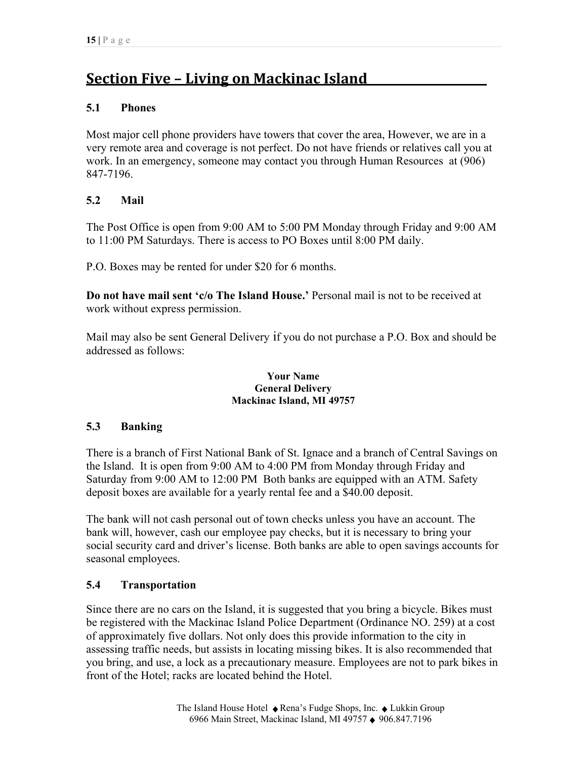## Section Five – Living on Mackinac Island

### 5.1 Phones

Most major cell phone providers have towers that cover the area, However, we are in a very remote area and coverage is not perfect. Do not have friends or relatives call you at work. In an emergency, someone may contact you through Human Resources at (906) 847-7196.

### 5.2 Mail

The Post Office is open from 9:00 AM to 5:00 PM Monday through Friday and 9:00 AM to 11:00 PM Saturdays. There is access to PO Boxes until 8:00 PM daily.

P.O. Boxes may be rented for under $20 for 6 months.

**Do not have mail sent 'c/o The Island House.'** Personal mail is not to be received at work without express permission.

Mail may also be sent General Delivery if you do not purchase a P.O. Box and should be addressed as follows:

**Your Name**
**General Delivery**
**Mackinac Island, MI 49757**

### 5.3 Banking

There is a branch of First National Bank of St. Ignace and a branch of Central Savings on the Island. It is open from 9:00 AM to 4:00 PM from Monday through Friday and Saturday from 9:00 AM to 12:00 PM Both banks are equipped with an ATM. Safety deposit boxes are available for a yearly rental fee and a $40.00 deposit.

The bank will not cash personal out of town checks unless you have an account. The bank will, however, cash our employee pay checks, but it is necessary to bring your social security card and driver's license. Both banks are able to open savings accounts for seasonal employees.

### 5.4 Transportation

Since there are no cars on the Island, it is suggested that you bring a bicycle. Bikes must be registered with the Mackinac Island Police Department (Ordinance NO. 259) at a cost of approximately five dollars. Not only does this provide information to the city in assessing traffic needs, but assists in locating missing bikes. It is also recommended that you bring, and use, a lock as a precautionary measure. Employees are not to park bikes in front of the Hotel; racks are located behind the Hotel.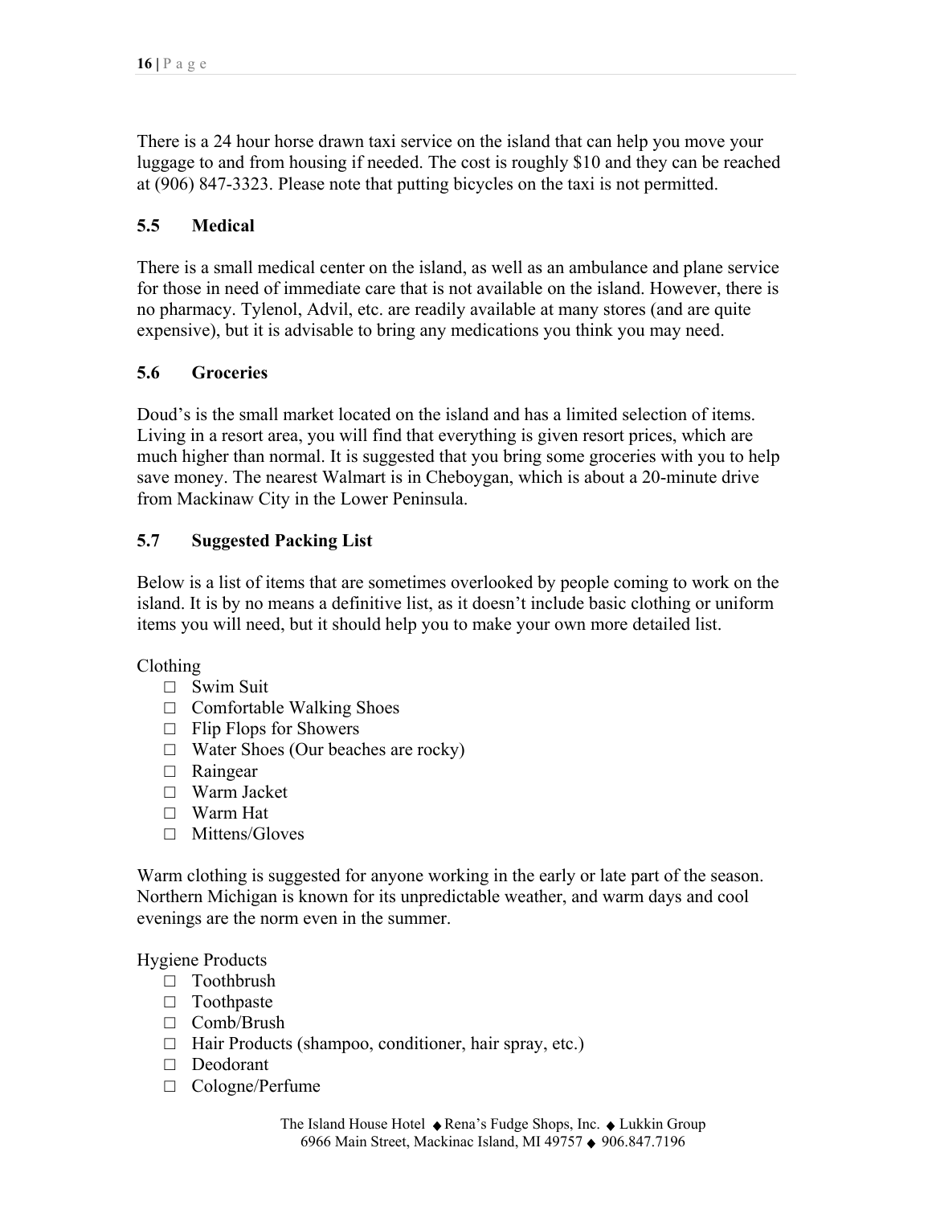There is a 24 hour horse drawn taxi service on the island that can help you move your luggage to and from housing if needed. The cost is roughly $10 and they can be reached at (906) 847-3323. Please note that putting bicycles on the taxi is not permitted.

### 5.5 Medical

There is a small medical center on the island, as well as an ambulance and plane service for those in need of immediate care that is not available on the island. However, there is no pharmacy. Tylenol, Advil, etc. are readily available at many stores (and are quite expensive), but it is advisable to bring any medications you think you may need.

### 5.6 Groceries

Doud's is the small market located on the island and has a limited selection of items. Living in a resort area, you will find that everything is given resort prices, which are much higher than normal. It is suggested that you bring some groceries with you to help save money. The nearest Walmart is in Cheboygan, which is about a 20-minute drive from Mackinaw City in the Lower Peninsula.

### 5.7 Suggested Packing List

Below is a list of items that are sometimes overlooked by people coming to work on the island. It is by no means a definitive list, as it doesn't include basic clothing or uniform items you will need, but it should help you to make your own more detailed list.

Clothing

- ☐ Swim Suit
- ☐ Comfortable Walking Shoes
- ☐ Flip Flops for Showers
- ☐ Water Shoes (Our beaches are rocky)
- ☐ Raingear
- ☐ Warm Jacket
- ☐ Warm Hat
- ☐ Mittens/Gloves

Warm clothing is suggested for anyone working in the early or late part of the season. Northern Michigan is known for its unpredictable weather, and warm days and cool evenings are the norm even in the summer.

Hygiene Products

- ☐ Toothbrush
- ☐ Toothpaste
- ☐ Comb/Brush
- ☐ Hair Products (shampoo, conditioner, hair spray, etc.)
- ☐ Deodorant
- ☐ Cologne/Perfume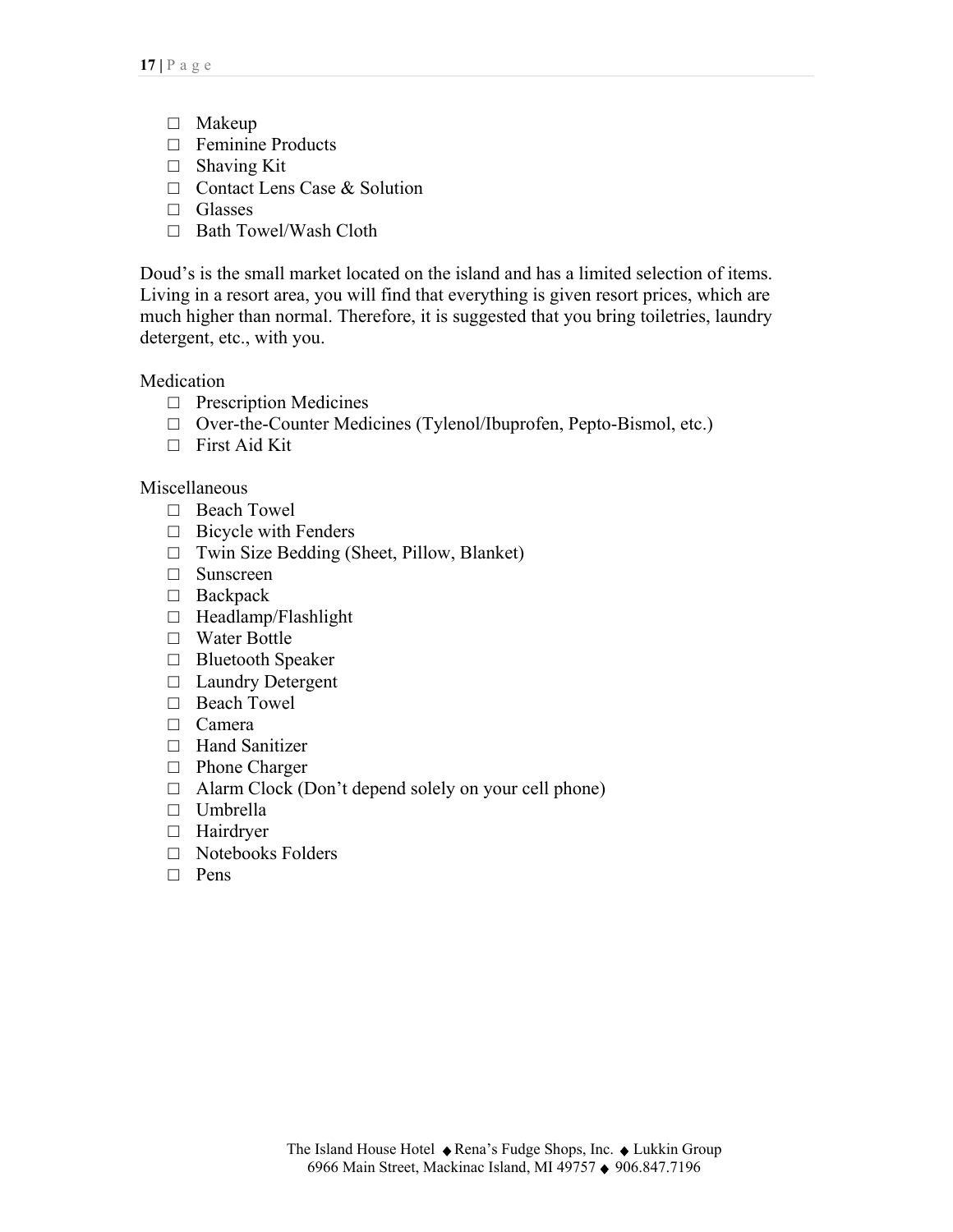- ☐ Makeup
- ☐ Feminine Products
- ☐ Shaving Kit
- ☐ Contact Lens Case & Solution
- ☐ Glasses
- ☐ Bath Towel/Wash Cloth

Doud's is the small market located on the island and has a limited selection of items. Living in a resort area, you will find that everything is given resort prices, which are much higher than normal. Therefore, it is suggested that you bring toiletries, laundry detergent, etc., with you.

Medication

- ☐ Prescription Medicines
- ☐ Over-the-Counter Medicines (Tylenol/Ibuprofen, Pepto-Bismol, etc.)
- ☐ First Aid Kit

Miscellaneous

- ☐ Beach Towel
- ☐ Bicycle with Fenders
- ☐ Twin Size Bedding (Sheet, Pillow, Blanket)
- ☐ Sunscreen
- ☐ Backpack
- ☐ Headlamp/Flashlight
- ☐ Water Bottle
- ☐ Bluetooth Speaker
- ☐ Laundry Detergent
- ☐ Beach Towel
- ☐ Camera
- ☐ Hand Sanitizer
- ☐ Phone Charger
- ☐ Alarm Clock (Don't depend solely on your cell phone)
- ☐ Umbrella
- ☐ Hairdryer
- ☐ Notebooks Folders
- ☐ Pens